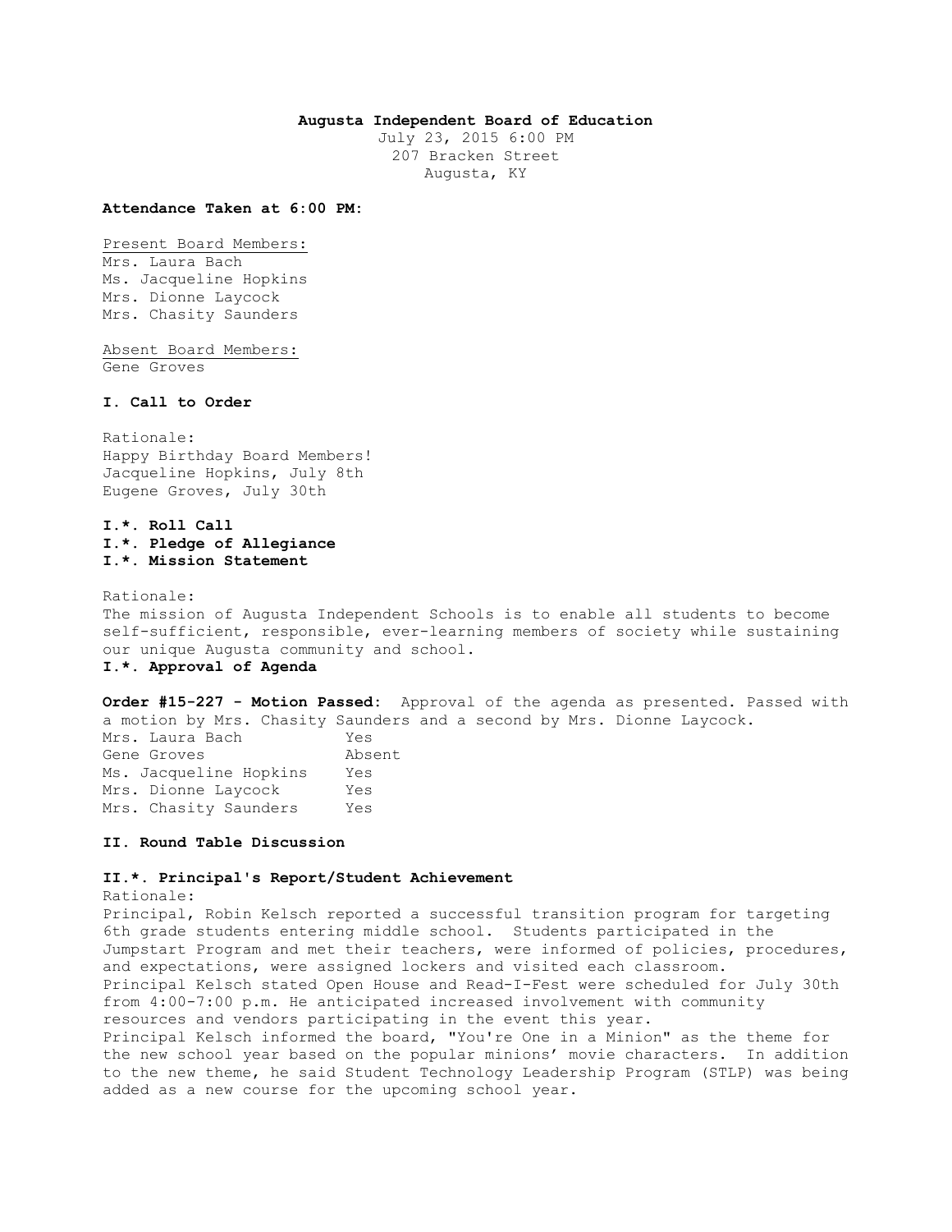**Augusta Independent Board of Education**
July 23, 2015 6:00 PM
207 Bracken Street
Augusta, KY

**Attendance Taken at 6:00 PM:**

Present Board Members:
Mrs. Laura Bach
Ms. Jacqueline Hopkins
Mrs. Dionne Laycock
Mrs. Chasity Saunders

Absent Board Members:
Gene Groves

**I. Call to Order**

Rationale:
Happy Birthday Board Members!
Jacqueline Hopkins, July 8th
Eugene Groves, July 30th

**I.*. Roll Call**
**I.*. Pledge of Allegiance**
**I.*. Mission Statement**

Rationale:
The mission of Augusta Independent Schools is to enable all students to become self-sufficient, responsible, ever-learning members of society while sustaining our unique Augusta community and school.

**I.*. Approval of Agenda**

**Order #15-227 - Motion Passed:** Approval of the agenda as presented. Passed with a motion by Mrs. Chasity Saunders and a second by Mrs. Dionne Laycock.

| | |
|---|---|
| Mrs. Laura Bach | Yes |
| Gene Groves | Absent |
| Ms. Jacqueline Hopkins | Yes |
| Mrs. Dionne Laycock | Yes |
| Mrs. Chasity Saunders | Yes |

**II. Round Table Discussion**

**II.*. Principal's Report/Student Achievement**

Rationale:
Principal, Robin Kelsch reported a successful transition program for targeting 6th grade students entering middle school. Students participated in the Jumpstart Program and met their teachers, were informed of policies, procedures, and expectations, were assigned lockers and visited each classroom.
Principal Kelsch stated Open House and Read-I-Fest were scheduled for July 30th from 4:00-7:00 p.m. He anticipated increased involvement with community resources and vendors participating in the event this year.
Principal Kelsch informed the board, "You're One in a Minion" as the theme for the new school year based on the popular minions' movie characters. In addition to the new theme, he said Student Technology Leadership Program (STLP) was being added as a new course for the upcoming school year.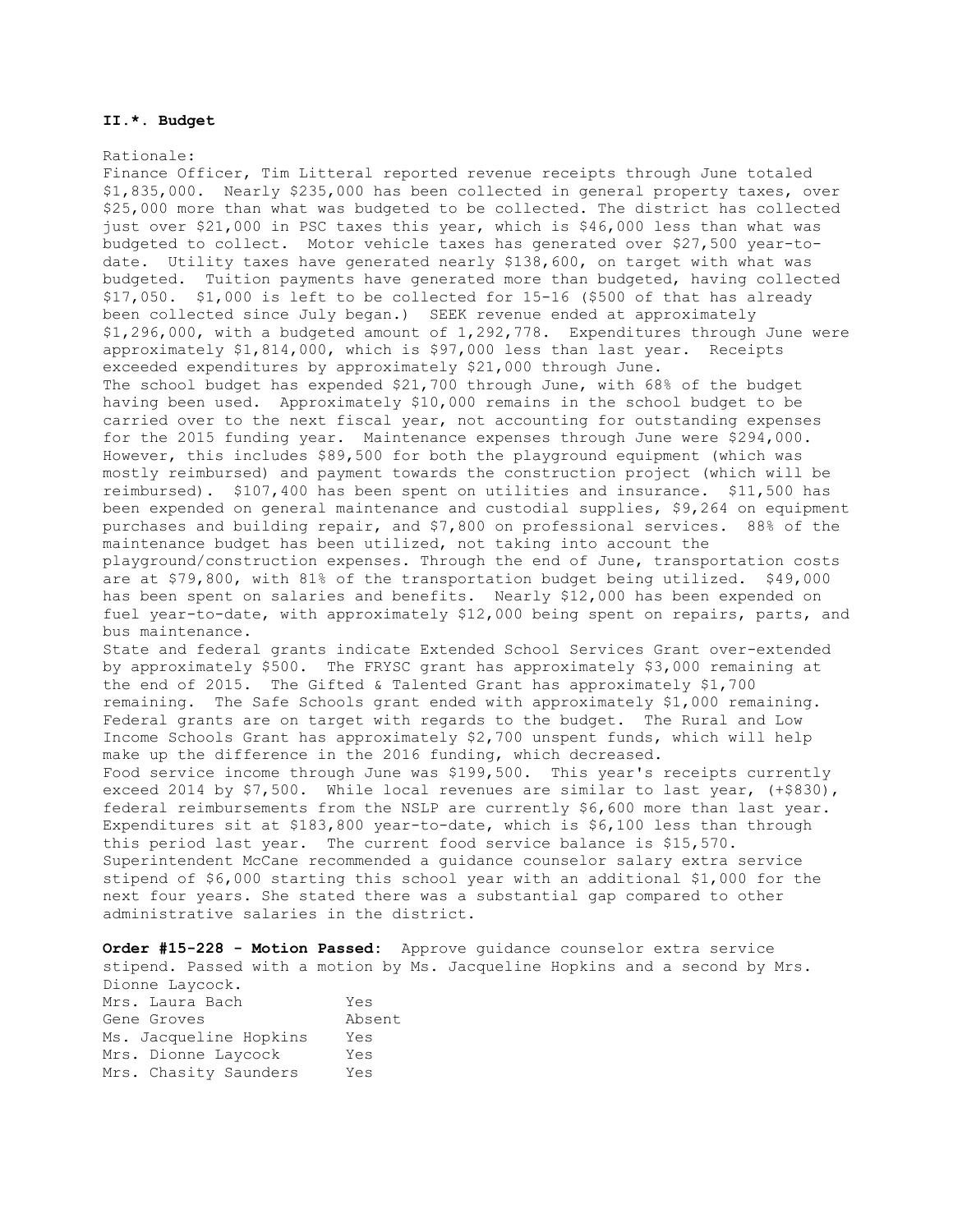**II.*. Budget**

Rationale:

Finance Officer, Tim Litteral reported revenue receipts through June totaled $1,835,000. Nearly $235,000 has been collected in general property taxes, over $25,000 more than what was budgeted to be collected. The district has collected just over $21,000 in PSC taxes this year, which is $46,000 less than what was budgeted to collect. Motor vehicle taxes has generated over $27,500 year-to-date. Utility taxes have generated nearly $138,600, on target with what was budgeted. Tuition payments have generated more than budgeted, having collected $17,050. $1,000 is left to be collected for 15-16 ($500 of that has already been collected since July began.) SEEK revenue ended at approximately $1,296,000, with a budgeted amount of 1,292,778. Expenditures through June were approximately $1,814,000, which is $97,000 less than last year. Receipts exceeded expenditures by approximately $21,000 through June.

The school budget has expended $21,700 through June, with 68% of the budget having been used. Approximately $10,000 remains in the school budget to be carried over to the next fiscal year, not accounting for outstanding expenses for the 2015 funding year. Maintenance expenses through June were $294,000. However, this includes $89,500 for both the playground equipment (which was mostly reimbursed) and payment towards the construction project (which will be reimbursed). $107,400 has been spent on utilities and insurance. $11,500 has been expended on general maintenance and custodial supplies, $9,264 on equipment purchases and building repair, and $7,800 on professional services. 88% of the maintenance budget has been utilized, not taking into account the playground/construction expenses. Through the end of June, transportation costs are at $79,800, with 81% of the transportation budget being utilized. $49,000 has been spent on salaries and benefits. Nearly $12,000 has been expended on fuel year-to-date, with approximately $12,000 being spent on repairs, parts, and bus maintenance.

State and federal grants indicate Extended School Services Grant over-extended by approximately $500. The FRYSC grant has approximately $3,000 remaining at the end of 2015. The Gifted & Talented Grant has approximately $1,700 remaining. The Safe Schools grant ended with approximately $1,000 remaining. Federal grants are on target with regards to the budget. The Rural and Low Income Schools Grant has approximately $2,700 unspent funds, which will help make up the difference in the 2016 funding, which decreased.

Food service income through June was $199,500. This year's receipts currently exceed 2014 by $7,500. While local revenues are similar to last year, (+$830), federal reimbursements from the NSLP are currently $6,600 more than last year. Expenditures sit at $183,800 year-to-date, which is $6,100 less than through this period last year. The current food service balance is $15,570.

Superintendent McCane recommended a guidance counselor salary extra service stipend of $6,000 starting this school year with an additional $1,000 for the next four years. She stated there was a substantial gap compared to other administrative salaries in the district.

**Order #15-228 - Motion Passed:** Approve guidance counselor extra service stipend. Passed with a motion by Ms. Jacqueline Hopkins and a second by Mrs. Dionne Laycock.

| | |
|---|---|
| Mrs. Laura Bach | Yes |
| Gene Groves | Absent |
| Ms. Jacqueline Hopkins | Yes |
| Mrs. Dionne Laycock | Yes |
| Mrs. Chasity Saunders | Yes |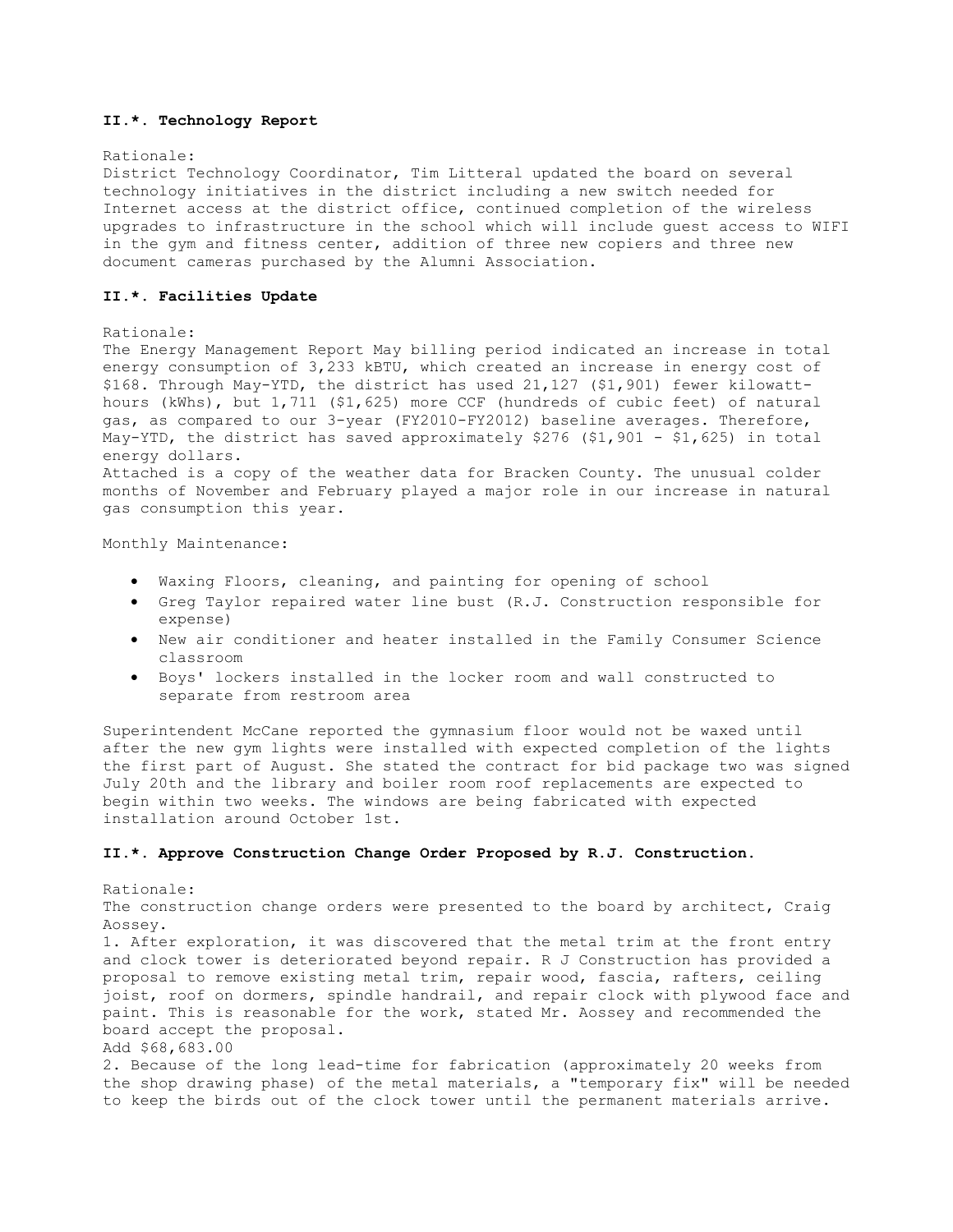### II.*. Technology Report

Rationale:
District Technology Coordinator, Tim Litteral updated the board on several technology initiatives in the district including a new switch needed for Internet access at the district office, continued completion of the wireless upgrades to infrastructure in the school which will include guest access to WIFI in the gym and fitness center, addition of three new copiers and three new document cameras purchased by the Alumni Association.

### II.*. Facilities Update

Rationale:
The Energy Management Report May billing period indicated an increase in total energy consumption of 3,233 kBTU, which created an increase in energy cost of $168. Through May-YTD, the district has used 21,127 ($1,901) fewer kilowatt-hours (kWhs), but 1,711 ($1,625) more CCF (hundreds of cubic feet) of natural gas, as compared to our 3-year (FY2010-FY2012) baseline averages. Therefore, May-YTD, the district has saved approximately $276 ($1,901 - $1,625) in total energy dollars.
Attached is a copy of the weather data for Bracken County. The unusual colder months of November and February played a major role in our increase in natural gas consumption this year.

Monthly Maintenance:

- Waxing Floors, cleaning, and painting for opening of school
- Greg Taylor repaired water line bust (R.J. Construction responsible for expense)
- New air conditioner and heater installed in the Family Consumer Science classroom
- Boys' lockers installed in the locker room and wall constructed to separate from restroom area

Superintendent McCane reported the gymnasium floor would not be waxed until after the new gym lights were installed with expected completion of the lights the first part of August. She stated the contract for bid package two was signed July 20th and the library and boiler room roof replacements are expected to begin within two weeks. The windows are being fabricated with expected installation around October 1st.

### II.*. Approve Construction Change Order Proposed by R.J. Construction.

Rationale:
The construction change orders were presented to the board by architect, Craig Aossey.
1. After exploration, it was discovered that the metal trim at the front entry and clock tower is deteriorated beyond repair. R J Construction has provided a proposal to remove existing metal trim, repair wood, fascia, rafters, ceiling joist, roof on dormers, spindle handrail, and repair clock with plywood face and paint. This is reasonable for the work, stated Mr. Aossey and recommended the board accept the proposal.
Add $68,683.00
2. Because of the long lead-time for fabrication (approximately 20 weeks from the shop drawing phase) of the metal materials, a "temporary fix" will be needed to keep the birds out of the clock tower until the permanent materials arrive.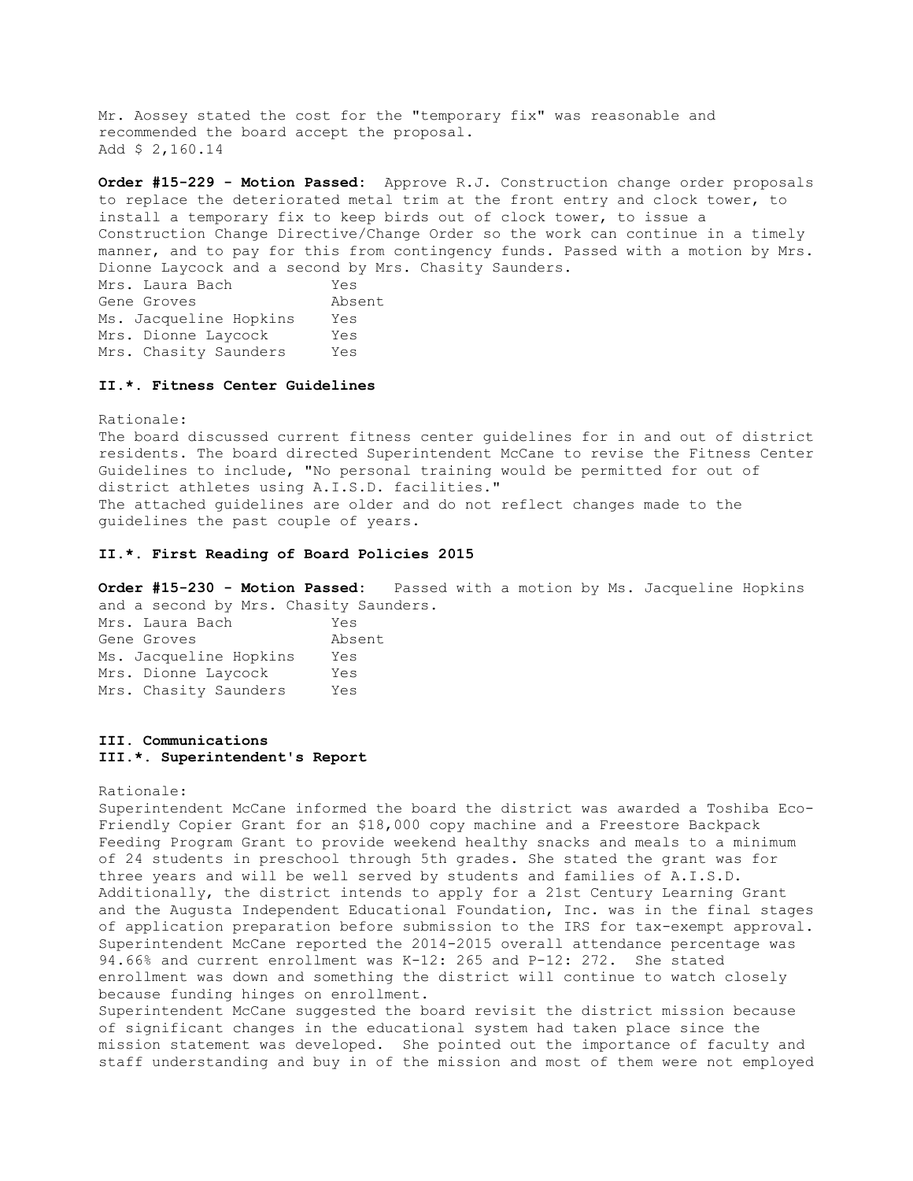Mr. Aossey stated the cost for the "temporary fix" was reasonable and recommended the board accept the proposal.
Add $ 2,160.14

**Order #15-229 - Motion Passed:** Approve R.J. Construction change order proposals to replace the deteriorated metal trim at the front entry and clock tower, to install a temporary fix to keep birds out of clock tower, to issue a Construction Change Directive/Change Order so the work can continue in a timely manner, and to pay for this from contingency funds. Passed with a motion by Mrs. Dionne Laycock and a second by Mrs. Chasity Saunders.

| | |
|---|---|
| Mrs. Laura Bach | Yes |
| Gene Groves | Absent |
| Ms. Jacqueline Hopkins | Yes |
| Mrs. Dionne Laycock | Yes |
| Mrs. Chasity Saunders | Yes |

### II.*. Fitness Center Guidelines

Rationale:
The board discussed current fitness center guidelines for in and out of district residents. The board directed Superintendent McCane to revise the Fitness Center Guidelines to include, "No personal training would be permitted for out of district athletes using A.I.S.D. facilities."
The attached guidelines are older and do not reflect changes made to the guidelines the past couple of years.

### II.*. First Reading of Board Policies 2015

**Order #15-230 - Motion Passed:** Passed with a motion by Ms. Jacqueline Hopkins and a second by Mrs. Chasity Saunders.

| | |
|---|---|
| Mrs. Laura Bach | Yes |
| Gene Groves | Absent |
| Ms. Jacqueline Hopkins | Yes |
| Mrs. Dionne Laycock | Yes |
| Mrs. Chasity Saunders | Yes |

## III. Communications

### III.*. Superintendent's Report

Rationale:
Superintendent McCane informed the board the district was awarded a Toshiba Eco-Friendly Copier Grant for an $18,000 copy machine and a Freestore Backpack Feeding Program Grant to provide weekend healthy snacks and meals to a minimum of 24 students in preschool through 5th grades. She stated the grant was for three years and will be well served by students and families of A.I.S.D. Additionally, the district intends to apply for a 21st Century Learning Grant and the Augusta Independent Educational Foundation, Inc. was in the final stages of application preparation before submission to the IRS for tax-exempt approval. Superintendent McCane reported the 2014-2015 overall attendance percentage was 94.66% and current enrollment was K-12: 265 and P-12: 272. She stated enrollment was down and something the district will continue to watch closely because funding hinges on enrollment.
Superintendent McCane suggested the board revisit the district mission because of significant changes in the educational system had taken place since the mission statement was developed. She pointed out the importance of faculty and staff understanding and buy in of the mission and most of them were not employed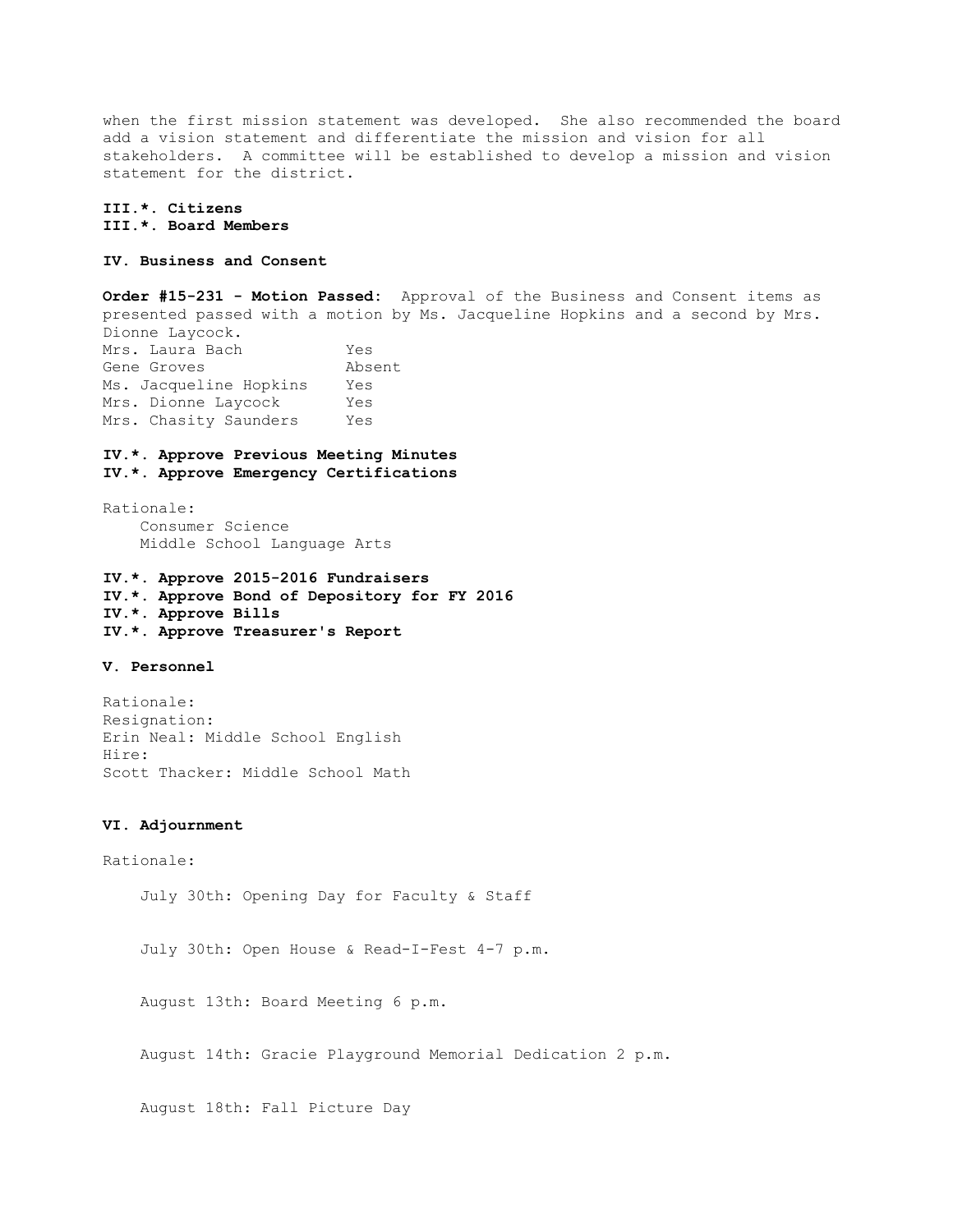when the first mission statement was developed. She also recommended the board add a vision statement and differentiate the mission and vision for all stakeholders. A committee will be established to develop a mission and vision statement for the district.

**III.*. Citizens**
**III.*. Board Members**

**IV. Business and Consent**

**Order #15-231 - Motion Passed:** Approval of the Business and Consent items as presented passed with a motion by Ms. Jacqueline Hopkins and a second by Mrs. Dionne Laycock.

| | |
|---|---|
| Mrs. Laura Bach | Yes |
| Gene Groves | Absent |
| Ms. Jacqueline Hopkins | Yes |
| Mrs. Dionne Laycock | Yes |
| Mrs. Chasity Saunders | Yes |

**IV.*. Approve Previous Meeting Minutes**
**IV.*. Approve Emergency Certifications**

Rationale:
Consumer Science
Middle School Language Arts

**IV.*. Approve 2015-2016 Fundraisers**
**IV.*. Approve Bond of Depository for FY 2016**
**IV.*. Approve Bills**
**IV.*. Approve Treasurer's Report**

**V. Personnel**

Rationale:
Resignation:
Erin Neal: Middle School English
Hire:
Scott Thacker: Middle School Math

**VI. Adjournment**

Rationale:

July 30th: Opening Day for Faculty & Staff

July 30th: Open House & Read-I-Fest 4-7 p.m.

August 13th: Board Meeting 6 p.m.

August 14th: Gracie Playground Memorial Dedication 2 p.m.

August 18th: Fall Picture Day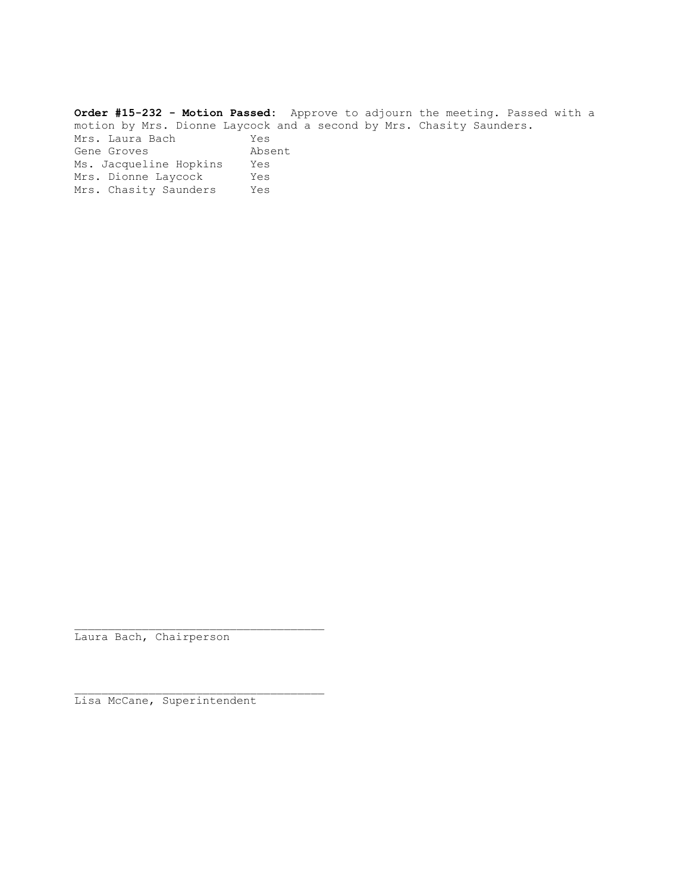**Order #15-232 - Motion Passed:** Approve to adjourn the meeting. Passed with a motion by Mrs. Dionne Laycock and a second by Mrs. Chasity Saunders.

| | |
|---|---|
| Mrs. Laura Bach | Yes |
| Gene Groves | Absent |
| Ms. Jacqueline Hopkins | Yes |
| Mrs. Dionne Laycock | Yes |
| Mrs. Chasity Saunders | Yes |

\_\_\_\_\_\_\_\_\_\_\_\_\_\_\_\_\_\_\_\_\_\_\_\_\_\_\_\_\_\_\_\_\_\_\_\_

Laura Bach, Chairperson

\_\_\_\_\_\_\_\_\_\_\_\_\_\_\_\_\_\_\_\_\_\_\_\_\_\_\_\_\_\_\_\_\_\_\_\_

Lisa McCane, Superintendent